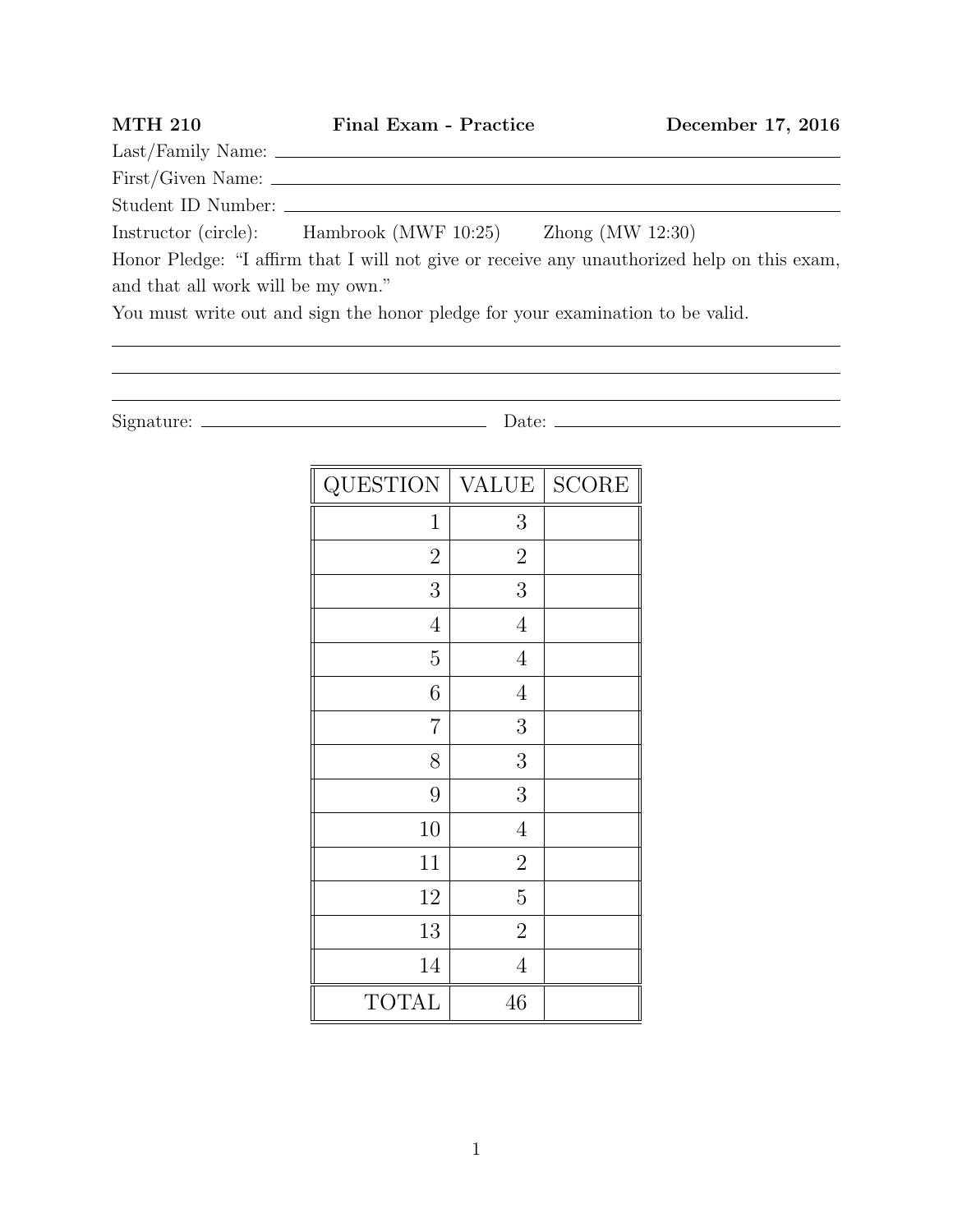**MTH 210** **Final Exam - Practice** **December 17, 2016**

Last/Family Name: ______________________________________________

First/Given Name: ______________________________________________

Student ID Number: ______________________________________________

Instructor (circle): Hambrook (MWF 10:25) Zhong (MW 12:30)

Honor Pledge: "I affirm that I will not give or receive any unauthorized help on this exam, and that all work will be my own."

You must write out and sign the honor pledge for your examination to be valid.

______________________________________________

______________________________________________

______________________________________________

Signature: ______________________ Date: ______________________

| QUESTION | VALUE | SCORE |
|---|---|---|
| 1 | 3 | |
| 2 | 2 | |
| 3 | 3 | |
| 4 | 4 | |
| 5 | 4 | |
| 6 | 4 | |
| 7 | 3 | |
| 8 | 3 | |
| 9 | 3 | |
| 10 | 4 | |
| 11 | 2 | |
| 12 | 5 | |
| 13 | 2 | |
| 14 | 4 | |
| TOTAL | 46 | |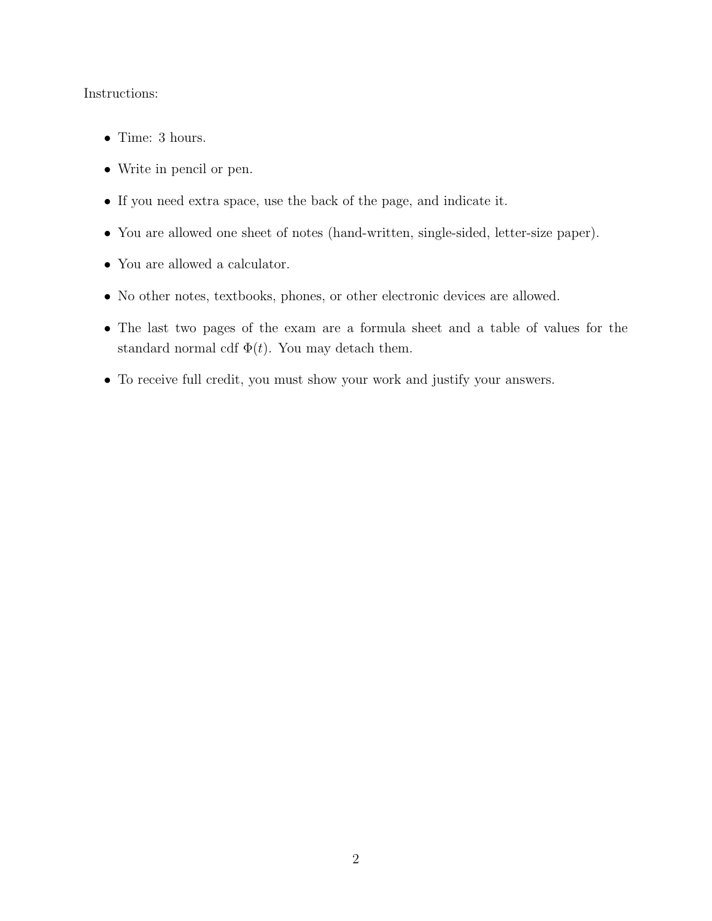Instructions:

- Time: 3 hours.
- Write in pencil or pen.
- If you need extra space, use the back of the page, and indicate it.
- You are allowed one sheet of notes (hand-written, single-sided, letter-size paper).
- You are allowed a calculator.
- No other notes, textbooks, phones, or other electronic devices are allowed.
- The last two pages of the exam are a formula sheet and a table of values for the standard normal cdf $\Phi(t)$. You may detach them.
- To receive full credit, you must show your work and justify your answers.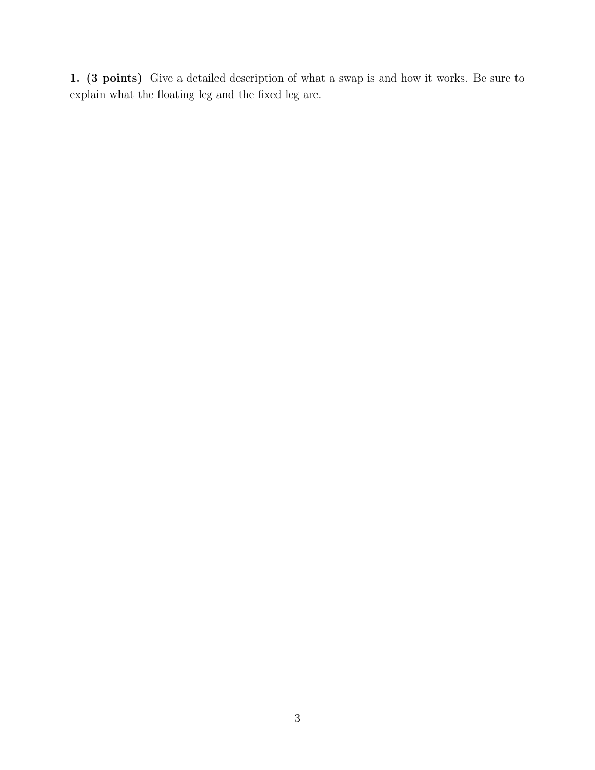**1. (3 points)** Give a detailed description of what a swap is and how it works. Be sure to explain what the floating leg and the fixed leg are.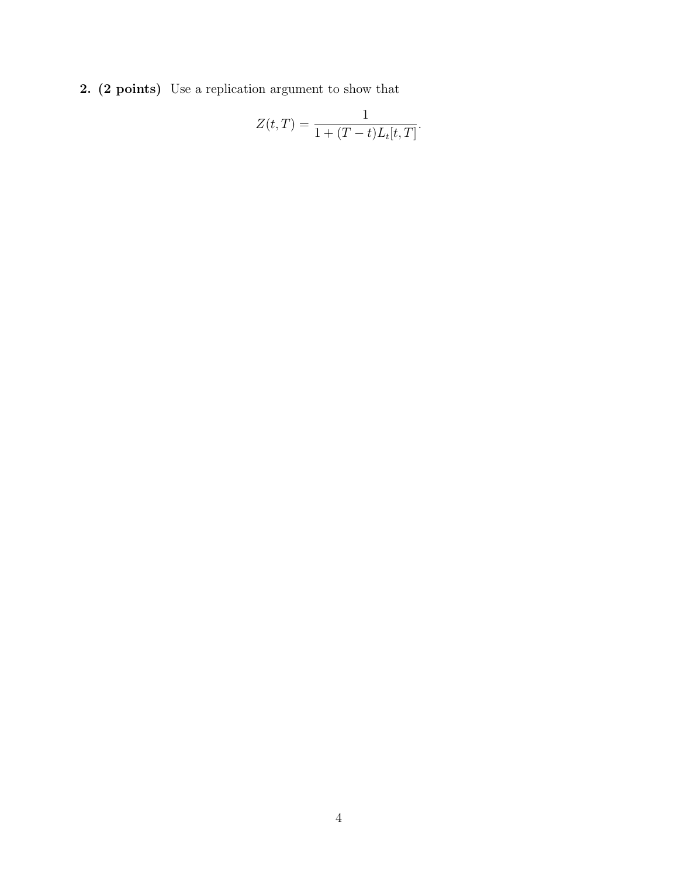**2. (2 points)** Use a replication argument to show that

$$Z(t,T) = \frac{1}{1 + (T-t)L_t[t,T]}.$$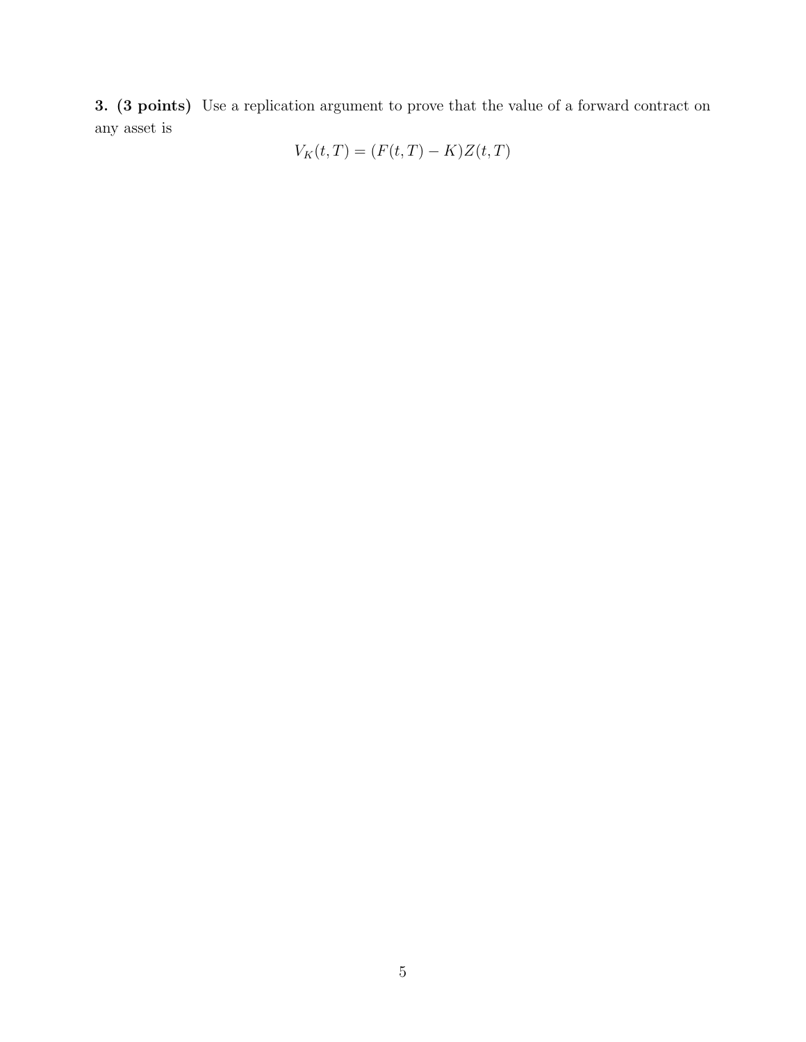**3. (3 points)** Use a replication argument to prove that the value of a forward contract on any asset is

$$V_K(t,T) = (F(t,T) - K)Z(t,T)$$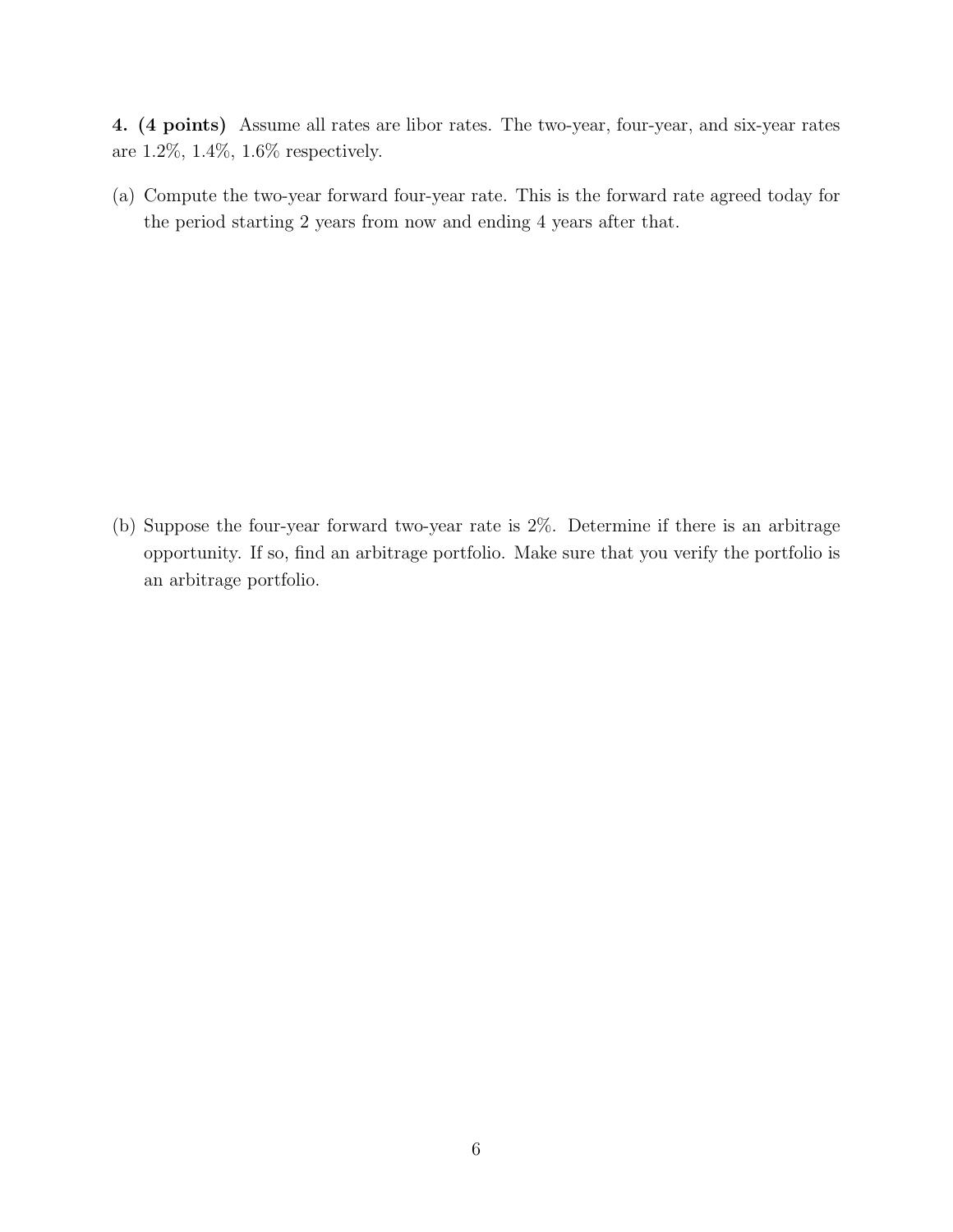**4. (4 points)** Assume all rates are libor rates. The two-year, four-year, and six-year rates are 1.2%, 1.4%, 1.6% respectively.

(a) Compute the two-year forward four-year rate. This is the forward rate agreed today for the period starting 2 years from now and ending 4 years after that.

(b) Suppose the four-year forward two-year rate is 2%. Determine if there is an arbitrage opportunity. If so, find an arbitrage portfolio. Make sure that you verify the portfolio is an arbitrage portfolio.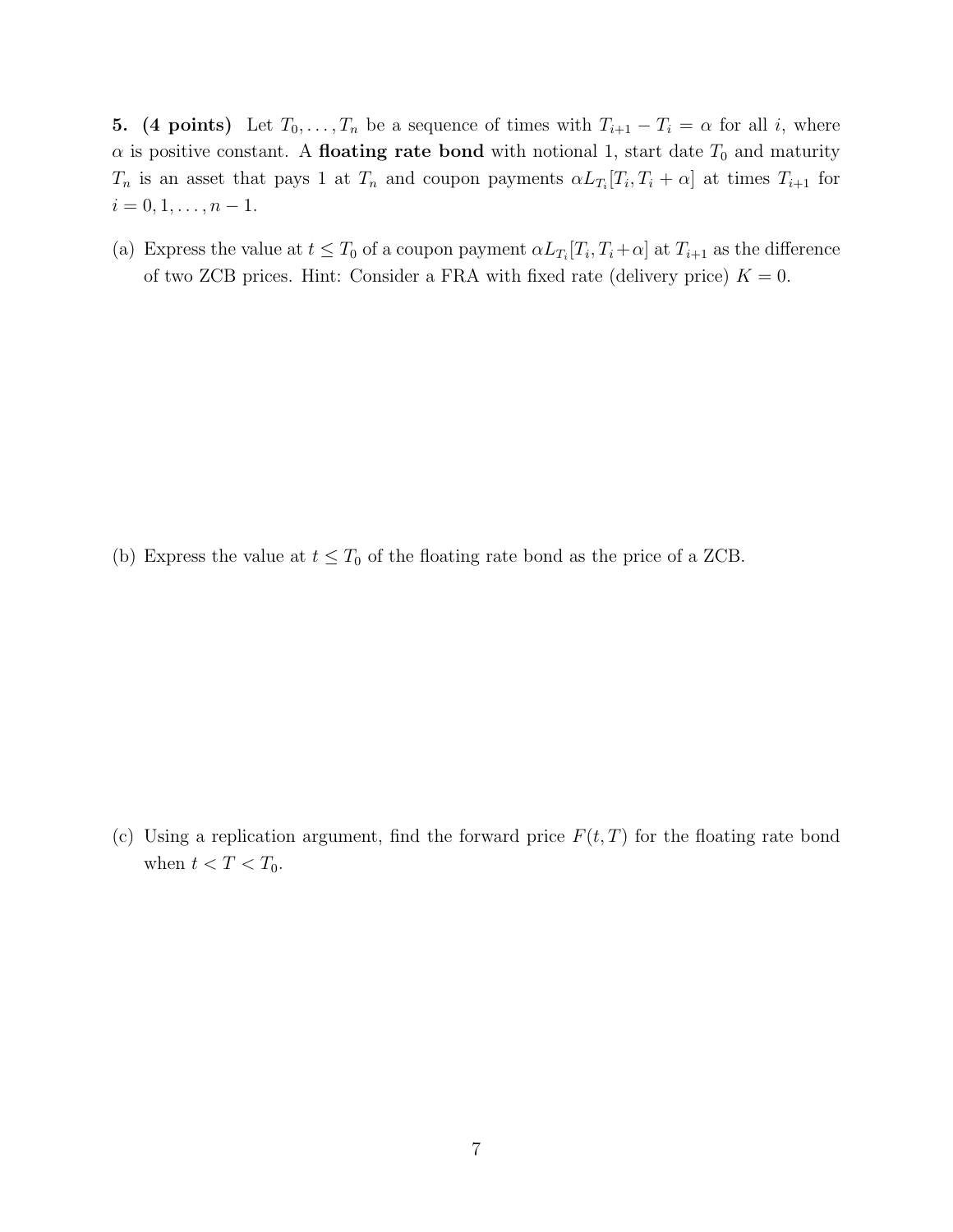**5. (4 points)** Let $T_0, \ldots, T_n$ be a sequence of times with $T_{i+1} - T_i = \alpha$ for all $i$, where $\alpha$ is positive constant. A **floating rate bond** with notional 1, start date $T_0$ and maturity $T_n$ is an asset that pays 1 at $T_n$ and coupon payments $\alpha L_{T_i}[T_i, T_i + \alpha]$ at times $T_{i+1}$ for $i = 0, 1, \ldots, n-1$.

(a) Express the value at $t \leq T_0$ of a coupon payment $\alpha L_{T_i}[T_i, T_i + \alpha]$ at $T_{i+1}$ as the difference of two ZCB prices. Hint: Consider a FRA with fixed rate (delivery price) $K = 0$.

(b) Express the value at $t \leq T_0$ of the floating rate bond as the price of a ZCB.

(c) Using a replication argument, find the forward price $F(t, T)$ for the floating rate bond when $t < T < T_0$.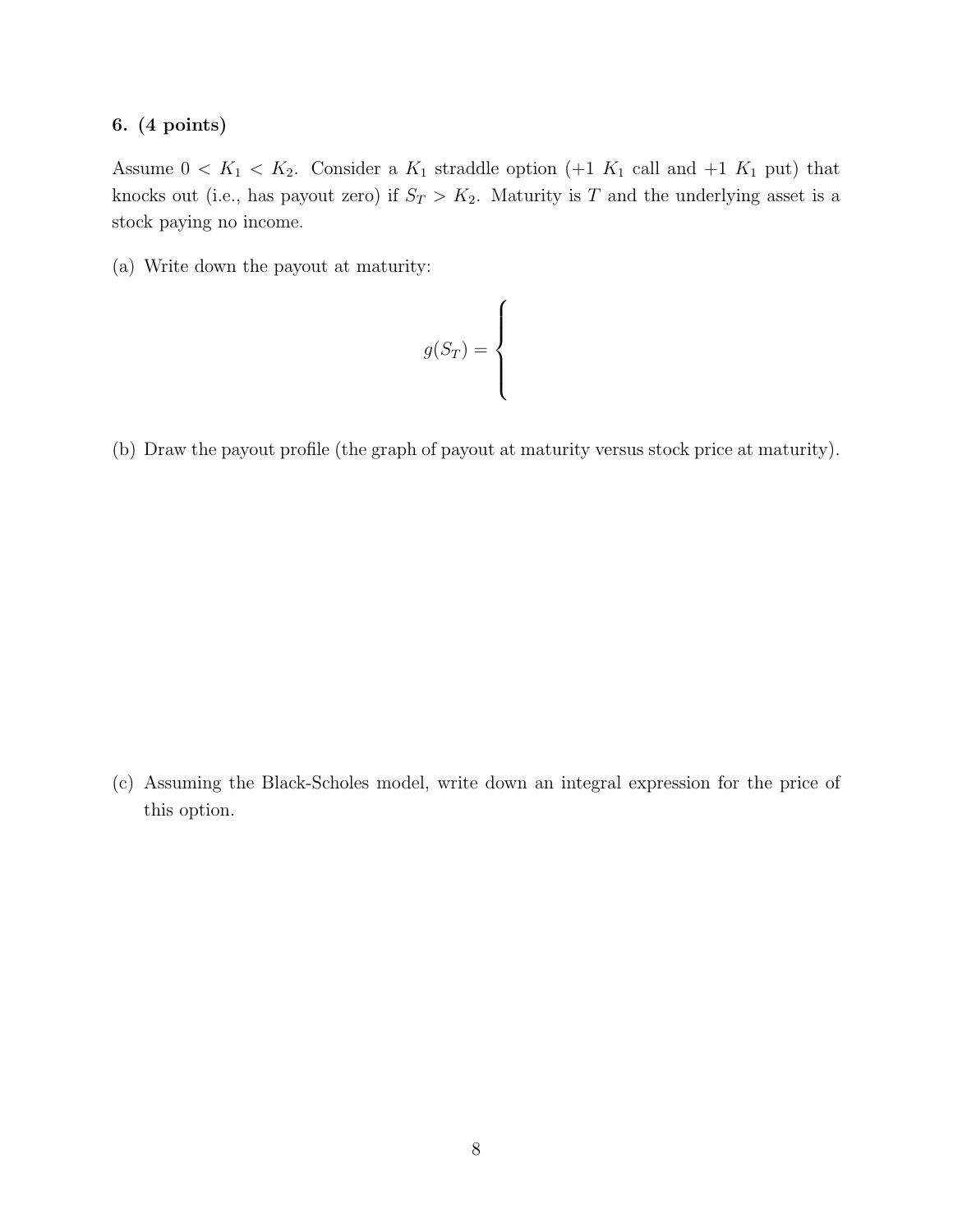**6. (4 points)**

Assume $0 < K_1 < K_2$. Consider a $K_1$ straddle option ($+1$ $K_1$ call and $+1$ $K_1$ put) that knocks out (i.e., has payout zero) if $S_T > K_2$. Maturity is $T$ and the underlying asset is a stock paying no income.

(a) Write down the payout at maturity:

$$g(S_T) = \begin{cases} \\ \\ \\ \end{cases}$$

(b) Draw the payout profile (the graph of payout at maturity versus stock price at maturity).

(c) Assuming the Black-Scholes model, write down an integral expression for the price of this option.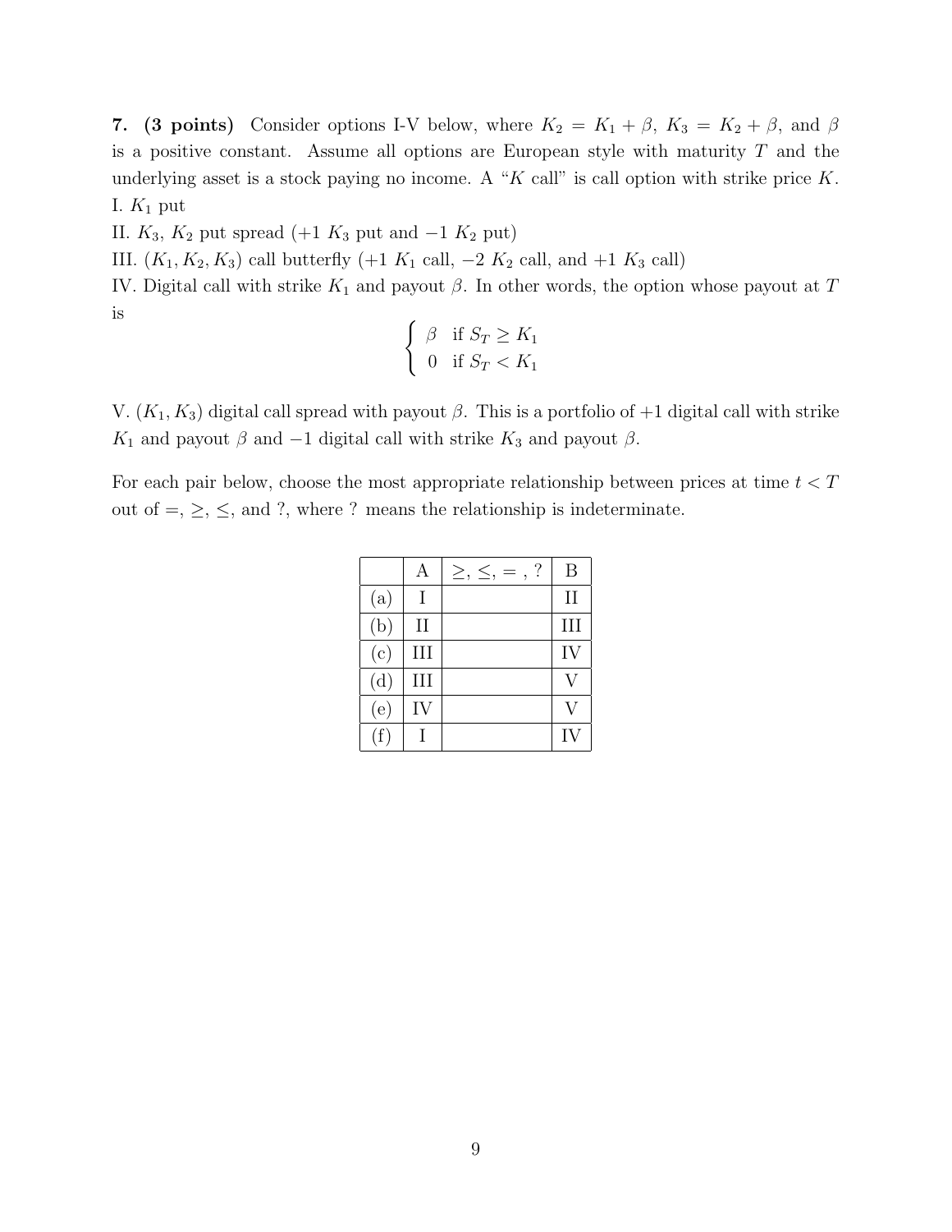**7. (3 points)** Consider options I-V below, where $K_2 = K_1 + \beta$, $K_3 = K_2 + \beta$, and $\beta$ is a positive constant. Assume all options are European style with maturity $T$ and the underlying asset is a stock paying no income. A "$K$ call" is call option with strike price $K$.

I. $K_1$ put

II. $K_3$, $K_2$ put spread ($+1$ $K_3$ put and $-1$ $K_2$ put)

III. $(K_1, K_2, K_3)$ call butterfly ($+1$ $K_1$ call, $-2$ $K_2$ call, and $+1$ $K_3$ call)

IV. Digital call with strike $K_1$ and payout $\beta$. In other words, the option whose payout at $T$ is

$$\begin{cases} \beta & \text{if } S_T \geq K_1 \\ 0 & \text{if } S_T < K_1 \end{cases}$$

V. $(K_1, K_3)$ digital call spread with payout $\beta$. This is a portfolio of $+1$ digital call with strike $K_1$ and payout $\beta$ and $-1$ digital call with strike $K_3$ and payout $\beta$.

For each pair below, choose the most appropriate relationship between prices at time $t < T$ out of $=$, $\geq$, $\leq$, and ?, where ? means the relationship is indeterminate.

| | A | $\geq, \leq, =$ , ? | B |
|---|---|---|---|
| (a) | I | | II |
| (b) | II | | III |
| (c) | III | | IV |
| (d) | III | | V |
| (e) | IV | | V |
| (f) | I | | IV |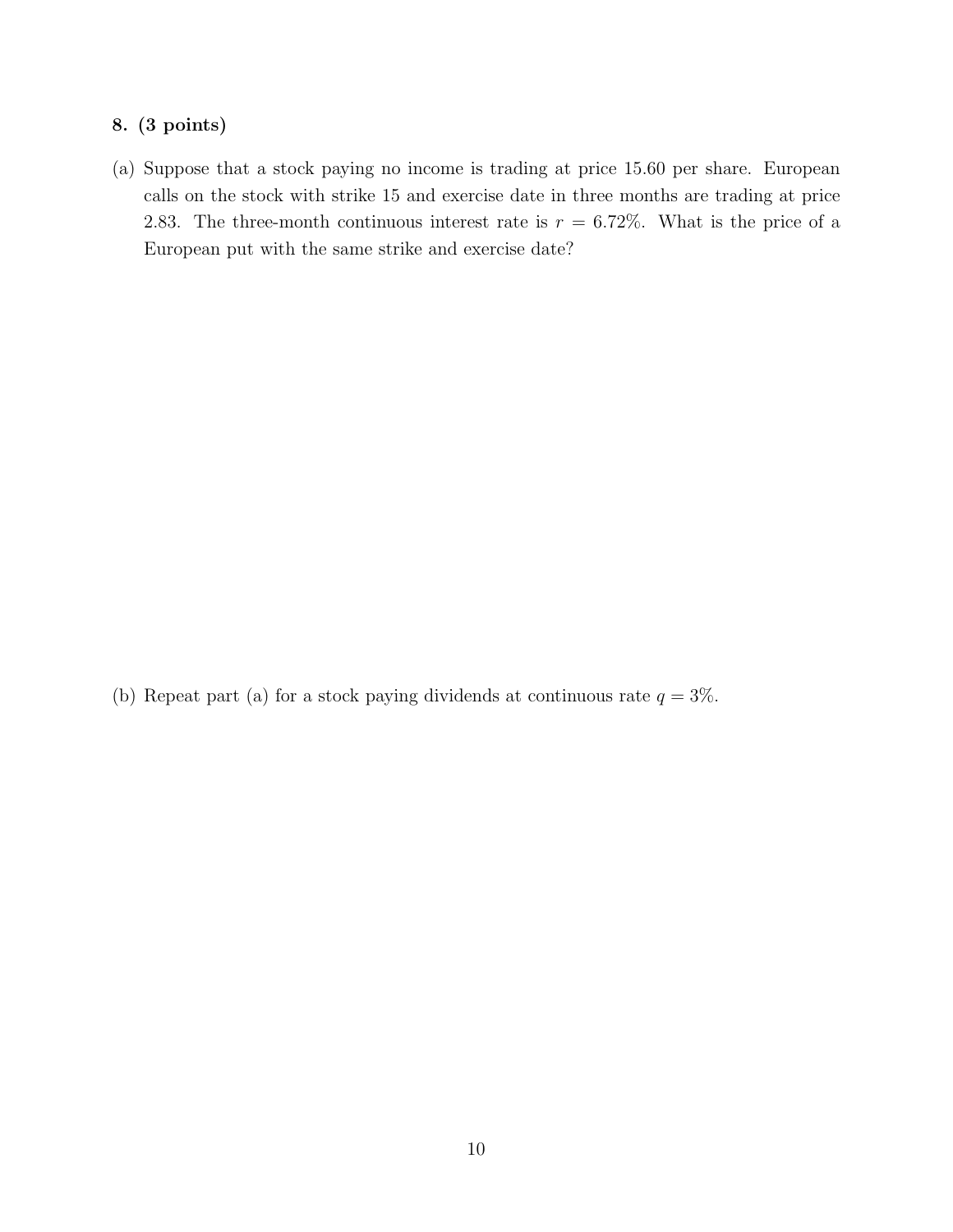**8. (3 points)**

(a) Suppose that a stock paying no income is trading at price 15.60 per share. European calls on the stock with strike 15 and exercise date in three months are trading at price 2.83. The three-month continuous interest rate is $r = 6.72\%$. What is the price of a European put with the same strike and exercise date?

(b) Repeat part (a) for a stock paying dividends at continuous rate $q = 3\%$.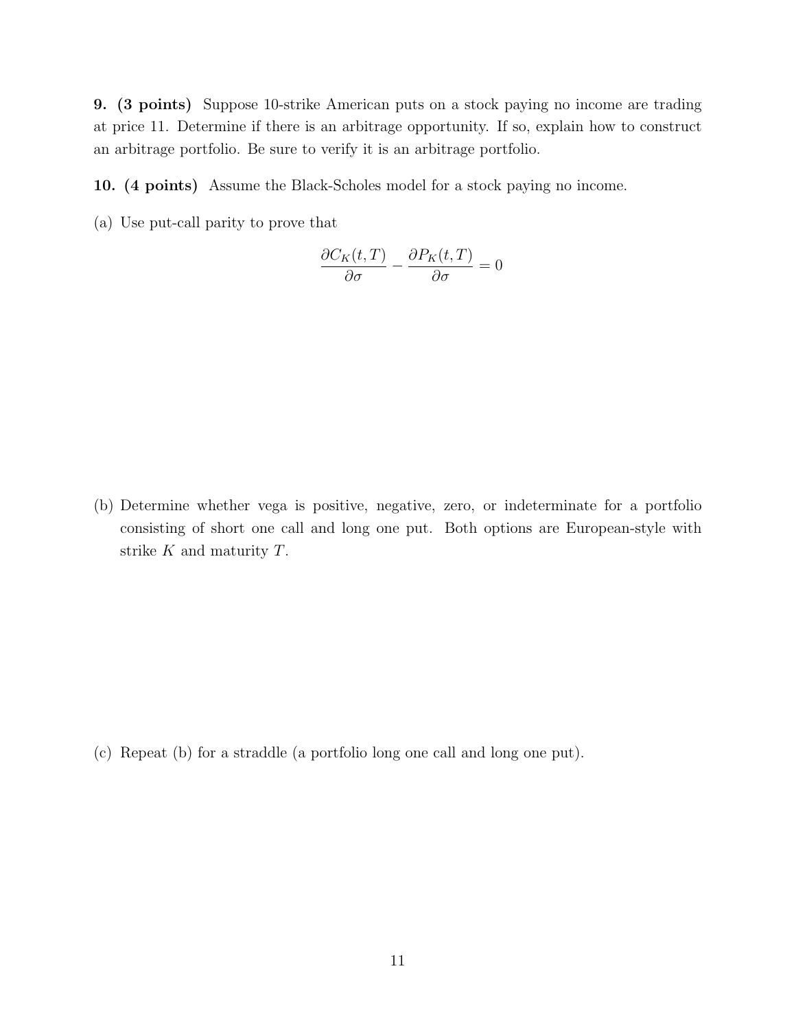**9. (3 points)** Suppose 10-strike American puts on a stock paying no income are trading at price 11. Determine if there is an arbitrage opportunity. If so, explain how to construct an arbitrage portfolio. Be sure to verify it is an arbitrage portfolio.

**10. (4 points)** Assume the Black-Scholes model for a stock paying no income.

(a) Use put-call parity to prove that

$$\frac{\partial C_K(t,T)}{\partial \sigma} - \frac{\partial P_K(t,T)}{\partial \sigma} = 0$$

(b) Determine whether vega is positive, negative, zero, or indeterminate for a portfolio consisting of short one call and long one put. Both options are European-style with strike $K$ and maturity $T$.

(c) Repeat (b) for a straddle (a portfolio long one call and long one put).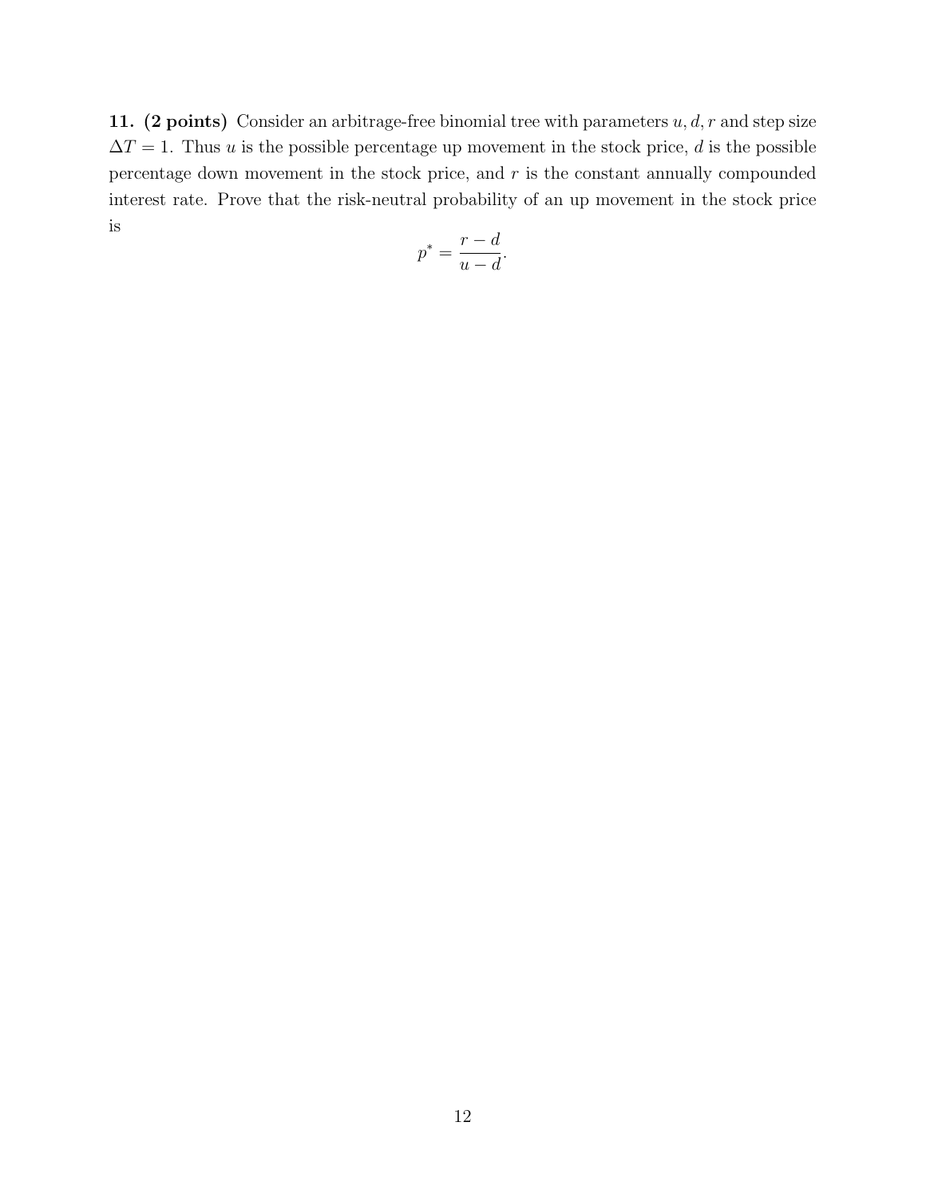**11. (2 points)** Consider an arbitrage-free binomial tree with parameters $u, d, r$ and step size $\Delta T = 1$. Thus $u$ is the possible percentage up movement in the stock price, $d$ is the possible percentage down movement in the stock price, and $r$ is the constant annually compounded interest rate. Prove that the risk-neutral probability of an up movement in the stock price is

$$p^* = \frac{r - d}{u - d}.$$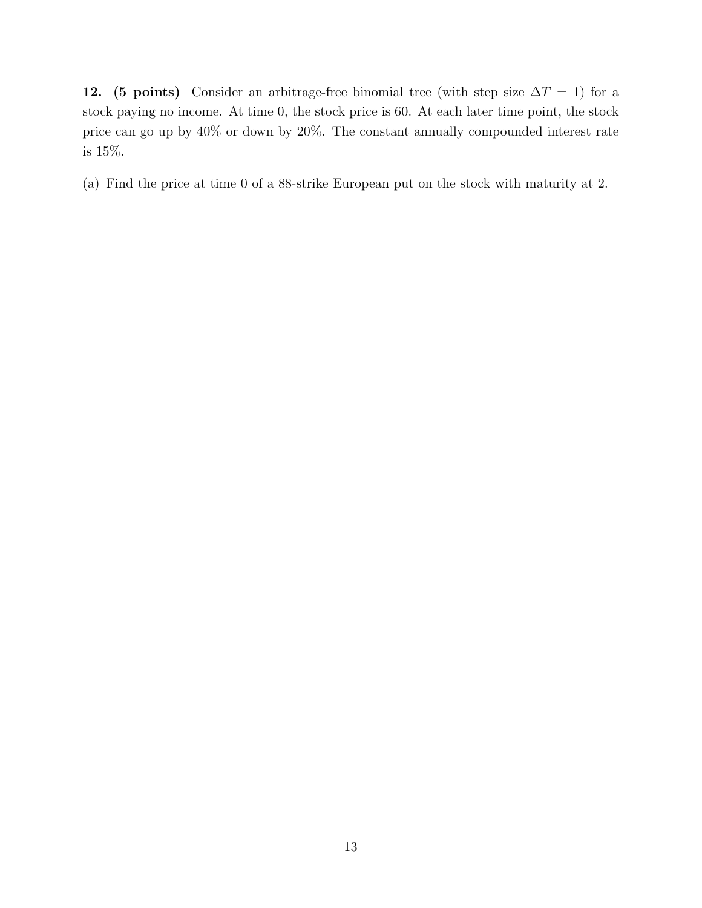**12. (5 points)** Consider an arbitrage-free binomial tree (with step size $\Delta T = 1$) for a stock paying no income. At time 0, the stock price is 60. At each later time point, the stock price can go up by 40% or down by 20%. The constant annually compounded interest rate is 15%.

(a) Find the price at time 0 of a 88-strike European put on the stock with maturity at 2.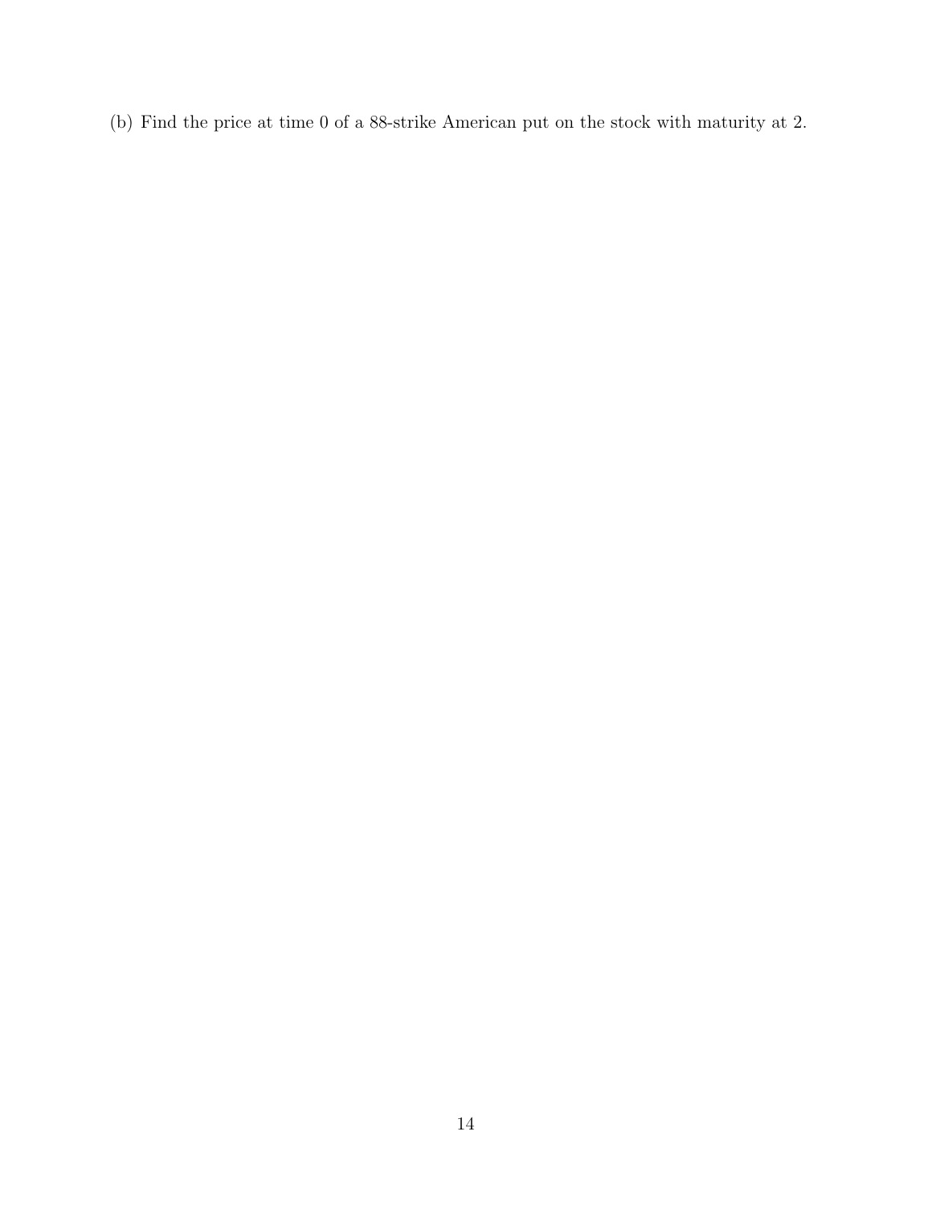(b) Find the price at time 0 of a 88-strike American put on the stock with maturity at 2.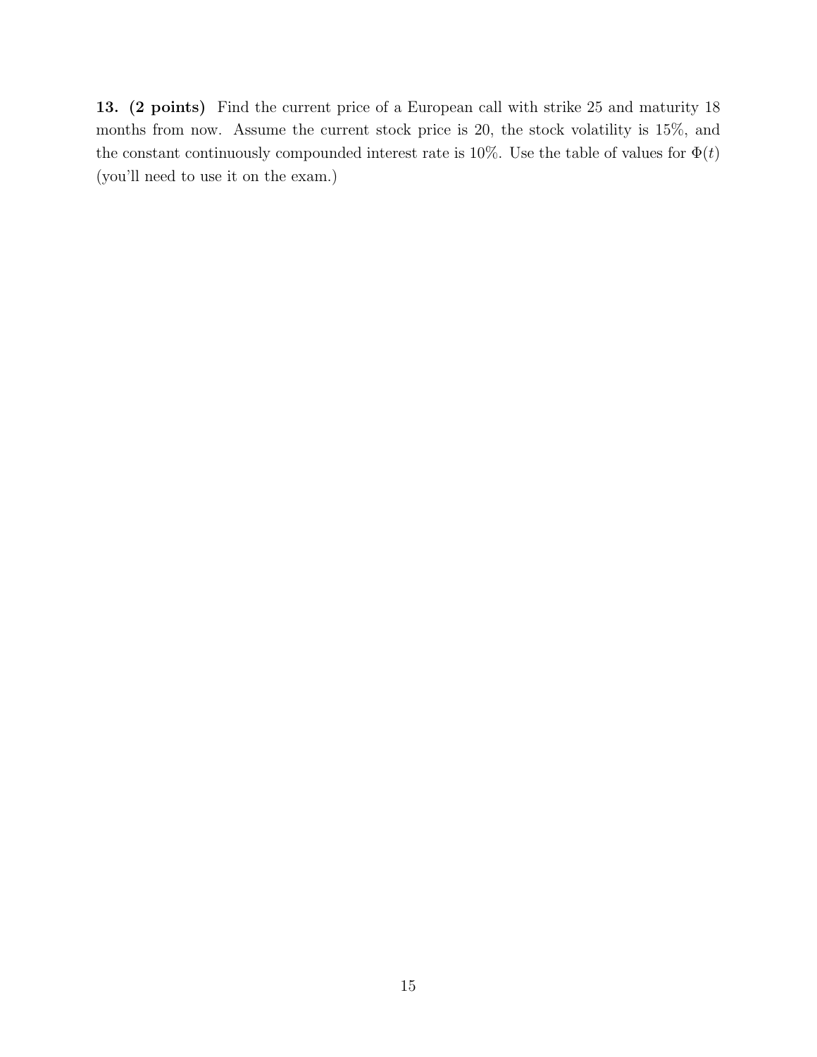**13. (2 points)** Find the current price of a European call with strike 25 and maturity 18 months from now. Assume the current stock price is 20, the stock volatility is 15%, and the constant continuously compounded interest rate is 10%. Use the table of values for $\Phi(t)$ (you'll need to use it on the exam.)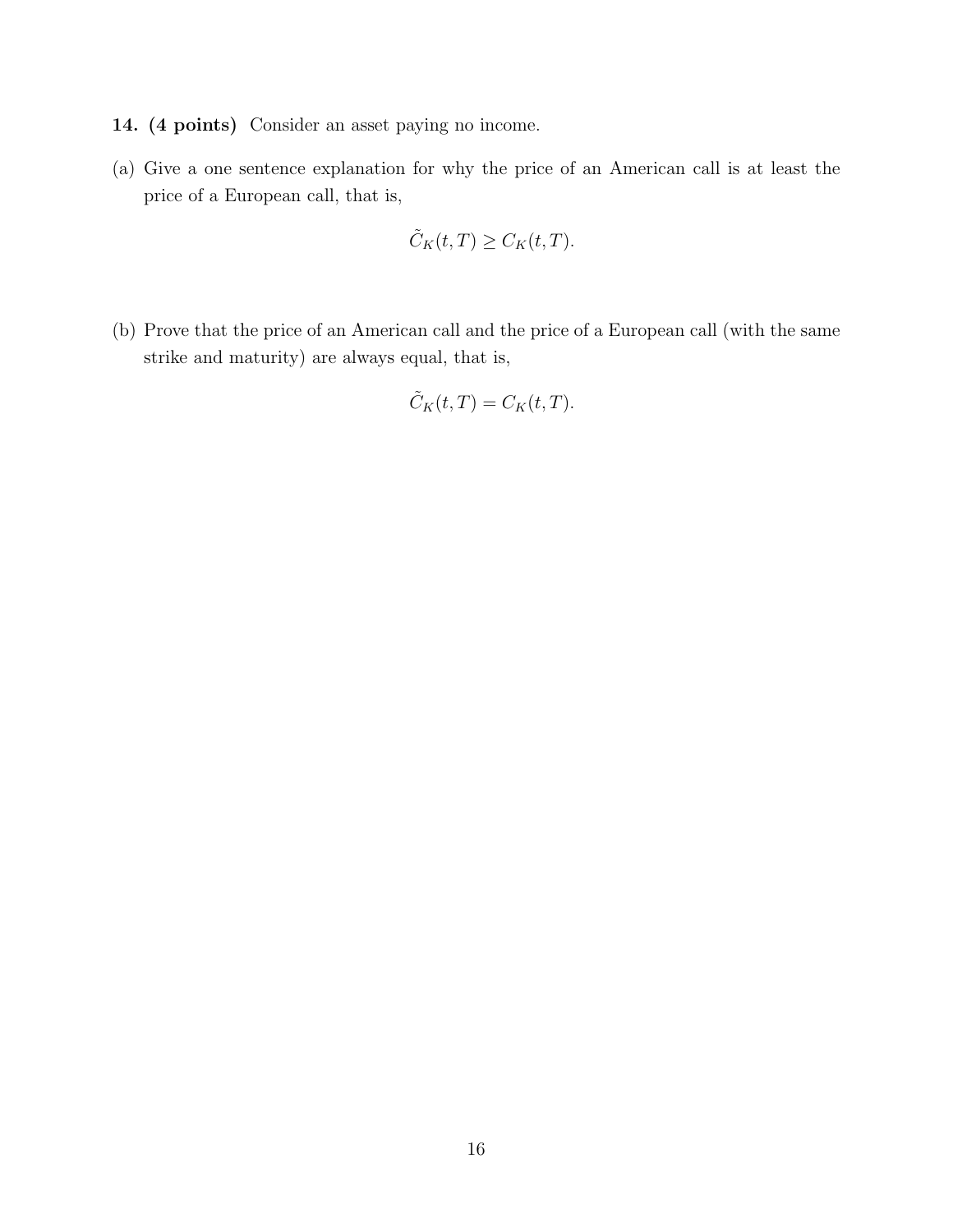**14. (4 points)** Consider an asset paying no income.

(a) Give a one sentence explanation for why the price of an American call is at least the price of a European call, that is,

$$\tilde{C}_K(t,T) \geq C_K(t,T).$$

(b) Prove that the price of an American call and the price of a European call (with the same strike and maturity) are always equal, that is,

$$\tilde{C}_K(t,T) = C_K(t,T).$$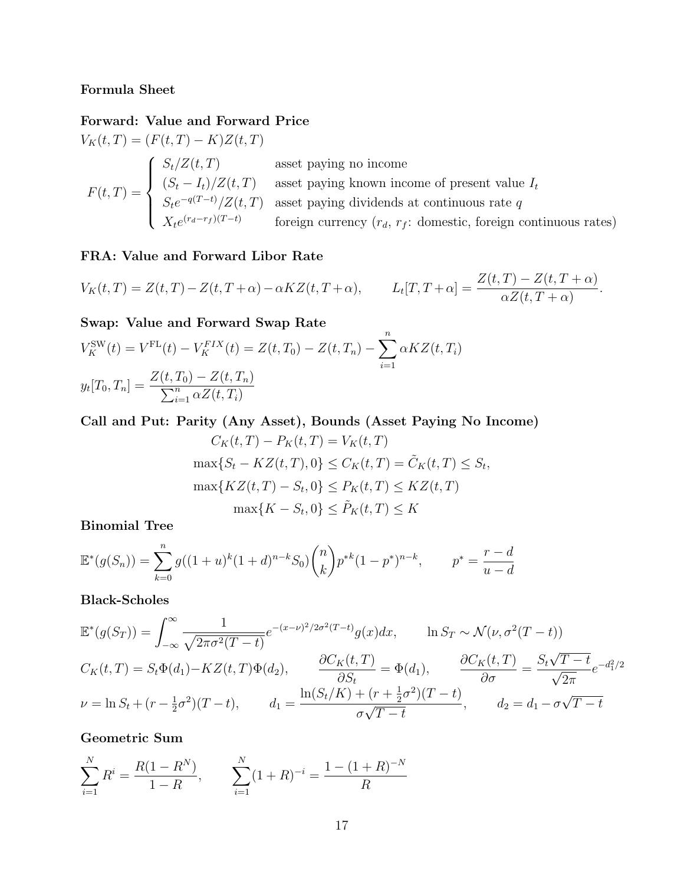**Formula Sheet**

**Forward: Value and Forward Price**

$$V_K(t,T) = (F(t,T) - K)Z(t,T)$$

$$F(t,T) = \begin{cases} S_t/Z(t,T) & \text{asset paying no income} \\ (S_t - I_t)/Z(t,T) & \text{asset paying known income of present value } I_t \\ S_t e^{-q(T-t)}/Z(t,T) & \text{asset paying dividends at continuous rate } q \\ X_t e^{(r_d - r_f)(T-t)} & \text{foreign currency } (r_d,\, r_f\text{: domestic, foreign continuous rates}) \end{cases}$$

**FRA: Value and Forward Libor Rate**

$$V_K(t,T) = Z(t,T) - Z(t,T+\alpha) - \alpha K Z(t,T+\alpha), \qquad L_t[T,T+\alpha] = \frac{Z(t,T) - Z(t,T+\alpha)}{\alpha Z(t,T+\alpha)}.$$

**Swap: Value and Forward Swap Rate**

$$V_K^{\text{SW}}(t) = V^{\text{FL}}(t) - V_K^{FIX}(t) = Z(t,T_0) - Z(t,T_n) - \sum_{i=1}^{n} \alpha K Z(t,T_i)$$

$$y_t[T_0,T_n] = \frac{Z(t,T_0) - Z(t,T_n)}{\sum_{i=1}^{n} \alpha Z(t,T_i)}$$

**Call and Put: Parity (Any Asset), Bounds (Asset Paying No Income)**

$$C_K(t,T) - P_K(t,T) = V_K(t,T)$$

$$\max\{S_t - KZ(t,T), 0\} \le C_K(t,T) = \tilde{C}_K(t,T) \le S_t,$$

$$\max\{KZ(t,T) - S_t, 0\} \le P_K(t,T) \le KZ(t,T)$$

$$\max\{K - S_t, 0\} \le \tilde{P}_K(t,T) \le K$$

**Binomial Tree**

$$\mathbb{E}^*(g(S_n)) = \sum_{k=0}^{n} g((1+u)^k(1+d)^{n-k}S_0)\binom{n}{k} p^{*k}(1-p^*)^{n-k}, \qquad p^* = \frac{r-d}{u-d}$$

**Black-Scholes**

$$\mathbb{E}^*(g(S_T)) = \int_{-\infty}^{\infty} \frac{1}{\sqrt{2\pi\sigma^2(T-t)}} e^{-(x-\nu)^2/2\sigma^2(T-t)} g(x)dx, \qquad \ln S_T \sim \mathcal{N}(\nu, \sigma^2(T-t))$$

$$C_K(t,T) = S_t\Phi(d_1) - KZ(t,T)\Phi(d_2), \qquad \frac{\partial C_K(t,T)}{\partial S_t} = \Phi(d_1), \qquad \frac{\partial C_K(t,T)}{\partial \sigma} = \frac{S_t\sqrt{T-t}}{\sqrt{2\pi}} e^{-d_1^2/2}$$

$$\nu = \ln S_t + (r - \tfrac{1}{2}\sigma^2)(T-t), \qquad d_1 = \frac{\ln(S_t/K) + (r + \frac{1}{2}\sigma^2)(T-t)}{\sigma\sqrt{T-t}}, \qquad d_2 = d_1 - \sigma\sqrt{T-t}$$

**Geometric Sum**

$$\sum_{i=1}^{N} R^i = \frac{R(1-R^N)}{1-R}, \qquad \sum_{i=1}^{N} (1+R)^{-i} = \frac{1-(1+R)^{-N}}{R}$$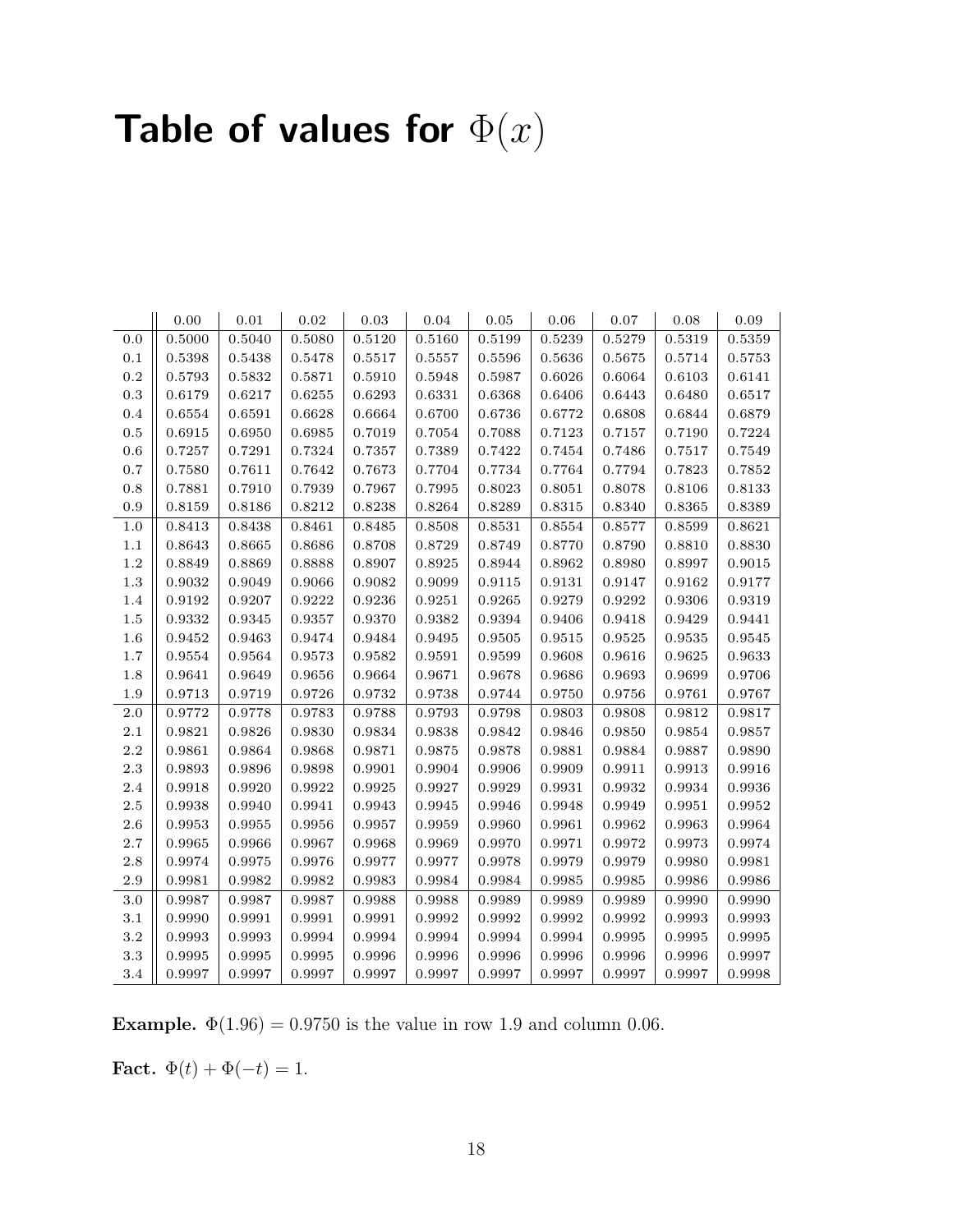# Table of values for $\Phi(x)$

| | 0.00 | 0.01 | 0.02 | 0.03 | 0.04 | 0.05 | 0.06 | 0.07 | 0.08 | 0.09 |
|---|---|---|---|---|---|---|---|---|---|---|
| 0.0 | 0.5000 | 0.5040 | 0.5080 | 0.5120 | 0.5160 | 0.5199 | 0.5239 | 0.5279 | 0.5319 | 0.5359 |
| 0.1 | 0.5398 | 0.5438 | 0.5478 | 0.5517 | 0.5557 | 0.5596 | 0.5636 | 0.5675 | 0.5714 | 0.5753 |
| 0.2 | 0.5793 | 0.5832 | 0.5871 | 0.5910 | 0.5948 | 0.5987 | 0.6026 | 0.6064 | 0.6103 | 0.6141 |
| 0.3 | 0.6179 | 0.6217 | 0.6255 | 0.6293 | 0.6331 | 0.6368 | 0.6406 | 0.6443 | 0.6480 | 0.6517 |
| 0.4 | 0.6554 | 0.6591 | 0.6628 | 0.6664 | 0.6700 | 0.6736 | 0.6772 | 0.6808 | 0.6844 | 0.6879 |
| 0.5 | 0.6915 | 0.6950 | 0.6985 | 0.7019 | 0.7054 | 0.7088 | 0.7123 | 0.7157 | 0.7190 | 0.7224 |
| 0.6 | 0.7257 | 0.7291 | 0.7324 | 0.7357 | 0.7389 | 0.7422 | 0.7454 | 0.7486 | 0.7517 | 0.7549 |
| 0.7 | 0.7580 | 0.7611 | 0.7642 | 0.7673 | 0.7704 | 0.7734 | 0.7764 | 0.7794 | 0.7823 | 0.7852 |
| 0.8 | 0.7881 | 0.7910 | 0.7939 | 0.7967 | 0.7995 | 0.8023 | 0.8051 | 0.8078 | 0.8106 | 0.8133 |
| 0.9 | 0.8159 | 0.8186 | 0.8212 | 0.8238 | 0.8264 | 0.8289 | 0.8315 | 0.8340 | 0.8365 | 0.8389 |
| 1.0 | 0.8413 | 0.8438 | 0.8461 | 0.8485 | 0.8508 | 0.8531 | 0.8554 | 0.8577 | 0.8599 | 0.8621 |
| 1.1 | 0.8643 | 0.8665 | 0.8686 | 0.8708 | 0.8729 | 0.8749 | 0.8770 | 0.8790 | 0.8810 | 0.8830 |
| 1.2 | 0.8849 | 0.8869 | 0.8888 | 0.8907 | 0.8925 | 0.8944 | 0.8962 | 0.8980 | 0.8997 | 0.9015 |
| 1.3 | 0.9032 | 0.9049 | 0.9066 | 0.9082 | 0.9099 | 0.9115 | 0.9131 | 0.9147 | 0.9162 | 0.9177 |
| 1.4 | 0.9192 | 0.9207 | 0.9222 | 0.9236 | 0.9251 | 0.9265 | 0.9279 | 0.9292 | 0.9306 | 0.9319 |
| 1.5 | 0.9332 | 0.9345 | 0.9357 | 0.9370 | 0.9382 | 0.9394 | 0.9406 | 0.9418 | 0.9429 | 0.9441 |
| 1.6 | 0.9452 | 0.9463 | 0.9474 | 0.9484 | 0.9495 | 0.9505 | 0.9515 | 0.9525 | 0.9535 | 0.9545 |
| 1.7 | 0.9554 | 0.9564 | 0.9573 | 0.9582 | 0.9591 | 0.9599 | 0.9608 | 0.9616 | 0.9625 | 0.9633 |
| 1.8 | 0.9641 | 0.9649 | 0.9656 | 0.9664 | 0.9671 | 0.9678 | 0.9686 | 0.9693 | 0.9699 | 0.9706 |
| 1.9 | 0.9713 | 0.9719 | 0.9726 | 0.9732 | 0.9738 | 0.9744 | 0.9750 | 0.9756 | 0.9761 | 0.9767 |
| 2.0 | 0.9772 | 0.9778 | 0.9783 | 0.9788 | 0.9793 | 0.9798 | 0.9803 | 0.9808 | 0.9812 | 0.9817 |
| 2.1 | 0.9821 | 0.9826 | 0.9830 | 0.9834 | 0.9838 | 0.9842 | 0.9846 | 0.9850 | 0.9854 | 0.9857 |
| 2.2 | 0.9861 | 0.9864 | 0.9868 | 0.9871 | 0.9875 | 0.9878 | 0.9881 | 0.9884 | 0.9887 | 0.9890 |
| 2.3 | 0.9893 | 0.9896 | 0.9898 | 0.9901 | 0.9904 | 0.9906 | 0.9909 | 0.9911 | 0.9913 | 0.9916 |
| 2.4 | 0.9918 | 0.9920 | 0.9922 | 0.9925 | 0.9927 | 0.9929 | 0.9931 | 0.9932 | 0.9934 | 0.9936 |
| 2.5 | 0.9938 | 0.9940 | 0.9941 | 0.9943 | 0.9945 | 0.9946 | 0.9948 | 0.9949 | 0.9951 | 0.9952 |
| 2.6 | 0.9953 | 0.9955 | 0.9956 | 0.9957 | 0.9959 | 0.9960 | 0.9961 | 0.9962 | 0.9963 | 0.9964 |
| 2.7 | 0.9965 | 0.9966 | 0.9967 | 0.9968 | 0.9969 | 0.9970 | 0.9971 | 0.9972 | 0.9973 | 0.9974 |
| 2.8 | 0.9974 | 0.9975 | 0.9976 | 0.9977 | 0.9977 | 0.9978 | 0.9979 | 0.9979 | 0.9980 | 0.9981 |
| 2.9 | 0.9981 | 0.9982 | 0.9982 | 0.9983 | 0.9984 | 0.9984 | 0.9985 | 0.9985 | 0.9986 | 0.9986 |
| 3.0 | 0.9987 | 0.9987 | 0.9987 | 0.9988 | 0.9988 | 0.9989 | 0.9989 | 0.9989 | 0.9990 | 0.9990 |
| 3.1 | 0.9990 | 0.9991 | 0.9991 | 0.9991 | 0.9992 | 0.9992 | 0.9992 | 0.9992 | 0.9993 | 0.9993 |
| 3.2 | 0.9993 | 0.9993 | 0.9994 | 0.9994 | 0.9994 | 0.9994 | 0.9994 | 0.9995 | 0.9995 | 0.9995 |
| 3.3 | 0.9995 | 0.9995 | 0.9995 | 0.9996 | 0.9996 | 0.9996 | 0.9996 | 0.9996 | 0.9996 | 0.9997 |
| 3.4 | 0.9997 | 0.9997 | 0.9997 | 0.9997 | 0.9997 | 0.9997 | 0.9997 | 0.9997 | 0.9997 | 0.9998 |

**Example.** $\Phi(1.96) = 0.9750$ is the value in row 1.9 and column 0.06.

**Fact.** $\Phi(t) + \Phi(-t) = 1$.